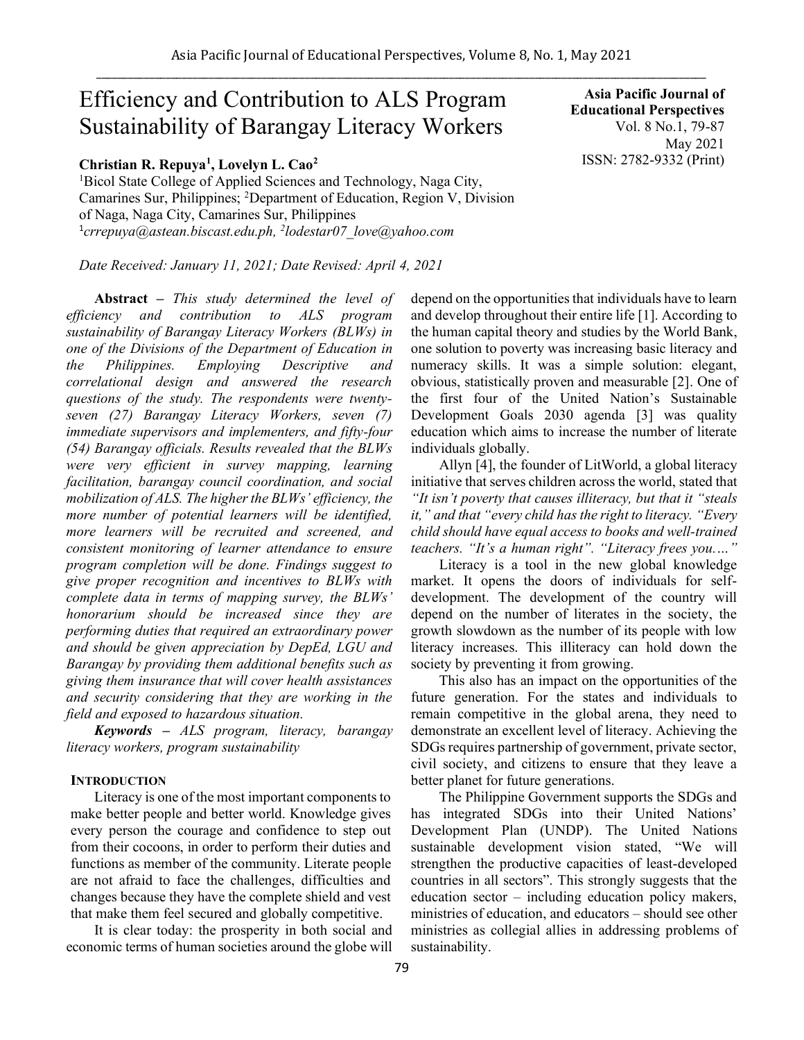# Efficiency and Contribution to ALS Program Sustainability of Barangay Literacy Workers

**Christian R. Repuya[1], Lovelyn L. Cao[2]**

[1]Bicol State College of Applied Sciences and Technology, Naga City, Camarines Sur, Philippines; [2]Department of Education, Region V, Division of Naga, Naga City, Camarines Sur, Philippines
[1]*crrepuya@astean.biscast.edu.ph*, [2]*lodestar07_love@yahoo.com*

**Asia Pacific Journal of Educational Perspectives**
Vol. 8 No.1, 79-87
May 2021
ISSN: 2782-9332 (Print)

*Date Received: January 11, 2021; Date Revised: April 4, 2021*

**Abstract –** *This study determined the level of efficiency and contribution to ALS program sustainability of Barangay Literacy Workers (BLWs) in one of the Divisions of the Department of Education in the Philippines. Employing Descriptive and correlational design and answered the research questions of the study. The respondents were twenty-seven (27) Barangay Literacy Workers, seven (7) immediate supervisors and implementers, and fifty-four (54) Barangay officials. Results revealed that the BLWs were very efficient in survey mapping, learning facilitation, barangay council coordination, and social mobilization of ALS. The higher the BLWs' efficiency, the more number of potential learners will be identified, more learners will be recruited and screened, and consistent monitoring of learner attendance to ensure program completion will be done. Findings suggest to give proper recognition and incentives to BLWs with complete data in terms of mapping survey, the BLWs' honorarium should be increased since they are performing duties that required an extraordinary power and should be given appreciation by DepEd, LGU and Barangay by providing them additional benefits such as giving them insurance that will cover health assistances and security considering that they are working in the field and exposed to hazardous situation.*

***Keywords** – ALS program, literacy, barangay literacy workers, program sustainability*

## INTRODUCTION

Literacy is one of the most important components to make better people and better world. Knowledge gives every person the courage and confidence to step out from their cocoons, in order to perform their duties and functions as member of the community. Literate people are not afraid to face the challenges, difficulties and changes because they have the complete shield and vest that make them feel secured and globally competitive.

It is clear today: the prosperity in both social and economic terms of human societies around the globe will depend on the opportunities that individuals have to learn and develop throughout their entire life [1]. According to the human capital theory and studies by the World Bank, one solution to poverty was increasing basic literacy and numeracy skills. It was a simple solution: elegant, obvious, statistically proven and measurable [2]. One of the first four of the United Nation's Sustainable Development Goals 2030 agenda [3] was quality education which aims to increase the number of literate individuals globally.

Allyn [4], the founder of LitWorld, a global literacy initiative that serves children across the world, stated that *"It isn't poverty that causes illiteracy, but that it "steals it," and that "every child has the right to literacy. "Every child should have equal access to books and well-trained teachers. "It's a human right". "Literacy frees you…."*

Literacy is a tool in the new global knowledge market. It opens the doors of individuals for self-development. The development of the country will depend on the number of literates in the society, the growth slowdown as the number of its people with low literacy increases. This illiteracy can hold down the society by preventing it from growing.

This also has an impact on the opportunities of the future generation. For the states and individuals to remain competitive in the global arena, they need to demonstrate an excellent level of literacy. Achieving the SDGs requires partnership of government, private sector, civil society, and citizens to ensure that they leave a better planet for future generations.

The Philippine Government supports the SDGs and has integrated SDGs into their United Nations' Development Plan (UNDP). The United Nations sustainable development vision stated, "We will strengthen the productive capacities of least-developed countries in all sectors". This strongly suggests that the education sector – including education policy makers, ministries of education, and educators – should see other ministries as collegial allies in addressing problems of sustainability.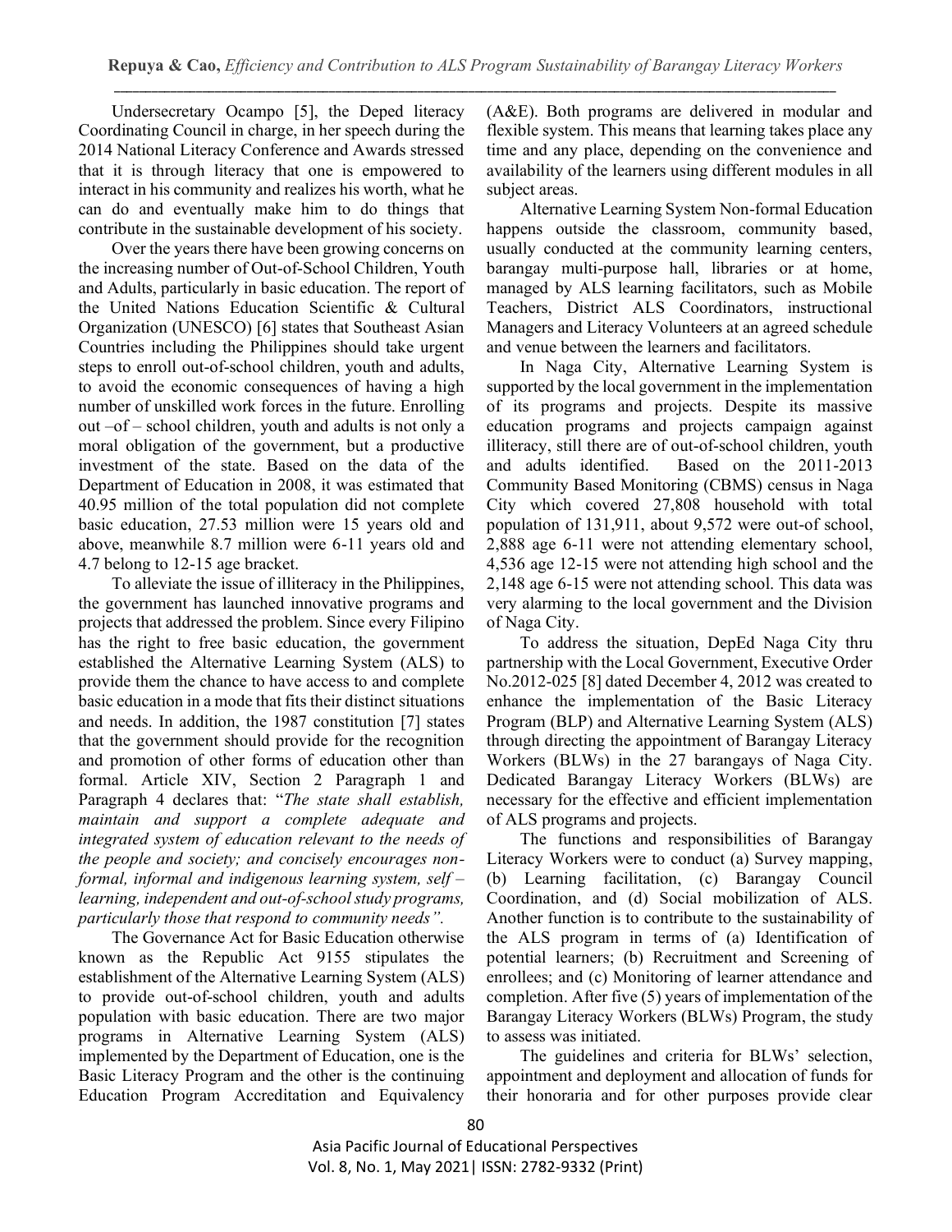Undersecretary Ocampo [5], the Deped literacy Coordinating Council in charge, in her speech during the 2014 National Literacy Conference and Awards stressed that it is through literacy that one is empowered to interact in his community and realizes his worth, what he can do and eventually make him to do things that contribute in the sustainable development of his society.

Over the years there have been growing concerns on the increasing number of Out-of-School Children, Youth and Adults, particularly in basic education. The report of the United Nations Education Scientific & Cultural Organization (UNESCO) [6] states that Southeast Asian Countries including the Philippines should take urgent steps to enroll out-of-school children, youth and adults, to avoid the economic consequences of having a high number of unskilled work forces in the future. Enrolling out –of – school children, youth and adults is not only a moral obligation of the government, but a productive investment of the state. Based on the data of the Department of Education in 2008, it was estimated that 40.95 million of the total population did not complete basic education, 27.53 million were 15 years old and above, meanwhile 8.7 million were 6-11 years old and 4.7 belong to 12-15 age bracket.

To alleviate the issue of illiteracy in the Philippines, the government has launched innovative programs and projects that addressed the problem. Since every Filipino has the right to free basic education, the government established the Alternative Learning System (ALS) to provide them the chance to have access to and complete basic education in a mode that fits their distinct situations and needs. In addition, the 1987 constitution [7] states that the government should provide for the recognition and promotion of other forms of education other than formal. Article XIV, Section 2 Paragraph 1 and Paragraph 4 declares that: "*The state shall establish, maintain and support a complete adequate and integrated system of education relevant to the needs of the people and society; and concisely encourages non-formal, informal and indigenous learning system, self – learning, independent and out-of-school study programs, particularly those that respond to community needs".*

The Governance Act for Basic Education otherwise known as the Republic Act 9155 stipulates the establishment of the Alternative Learning System (ALS) to provide out-of-school children, youth and adults population with basic education. There are two major programs in Alternative Learning System (ALS) implemented by the Department of Education, one is the Basic Literacy Program and the other is the continuing Education Program Accreditation and Equivalency (A&E). Both programs are delivered in modular and flexible system. This means that learning takes place any time and any place, depending on the convenience and availability of the learners using different modules in all subject areas.

Alternative Learning System Non-formal Education happens outside the classroom, community based, usually conducted at the community learning centers, barangay multi-purpose hall, libraries or at home, managed by ALS learning facilitators, such as Mobile Teachers, District ALS Coordinators, instructional Managers and Literacy Volunteers at an agreed schedule and venue between the learners and facilitators.

In Naga City, Alternative Learning System is supported by the local government in the implementation of its programs and projects. Despite its massive education programs and projects campaign against illiteracy, still there are of out-of-school children, youth and adults identified. Based on the 2011-2013 Community Based Monitoring (CBMS) census in Naga City which covered 27,808 household with total population of 131,911, about 9,572 were out-of school, 2,888 age 6-11 were not attending elementary school, 4,536 age 12-15 were not attending high school and the 2,148 age 6-15 were not attending school. This data was very alarming to the local government and the Division of Naga City.

To address the situation, DepEd Naga City thru partnership with the Local Government, Executive Order No.2012-025 [8] dated December 4, 2012 was created to enhance the implementation of the Basic Literacy Program (BLP) and Alternative Learning System (ALS) through directing the appointment of Barangay Literacy Workers (BLWs) in the 27 barangays of Naga City. Dedicated Barangay Literacy Workers (BLWs) are necessary for the effective and efficient implementation of ALS programs and projects.

The functions and responsibilities of Barangay Literacy Workers were to conduct (a) Survey mapping, (b) Learning facilitation, (c) Barangay Council Coordination, and (d) Social mobilization of ALS. Another function is to contribute to the sustainability of the ALS program in terms of (a) Identification of potential learners; (b) Recruitment and Screening of enrollees; and (c) Monitoring of learner attendance and completion. After five (5) years of implementation of the Barangay Literacy Workers (BLWs) Program, the study to assess was initiated.

The guidelines and criteria for BLWs' selection, appointment and deployment and allocation of funds for their honoraria and for other purposes provide clear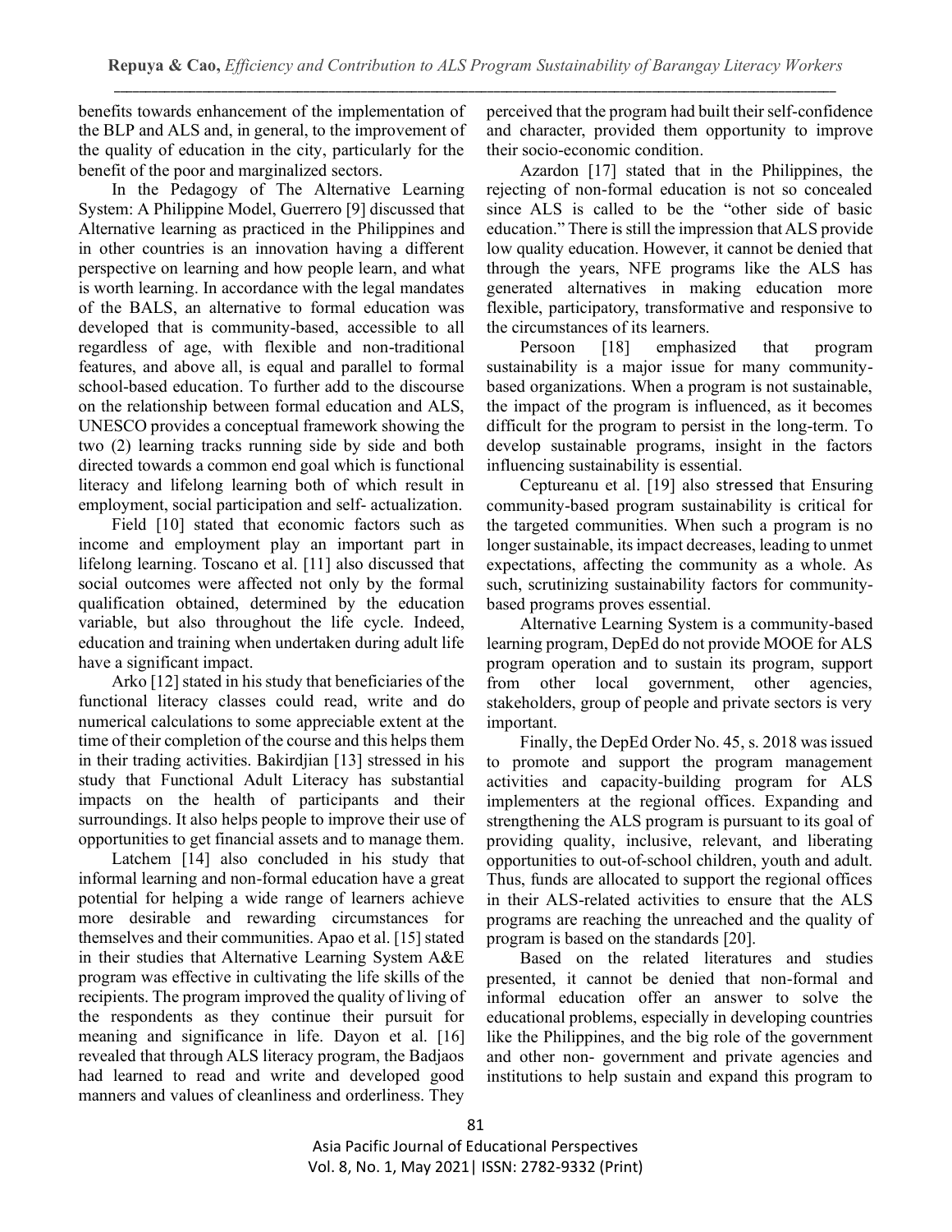benefits towards enhancement of the implementation of the BLP and ALS and, in general, to the improvement of the quality of education in the city, particularly for the benefit of the poor and marginalized sectors.

In the Pedagogy of The Alternative Learning System: A Philippine Model, Guerrero [9] discussed that Alternative learning as practiced in the Philippines and in other countries is an innovation having a different perspective on learning and how people learn, and what is worth learning. In accordance with the legal mandates of the BALS, an alternative to formal education was developed that is community-based, accessible to all regardless of age, with flexible and non-traditional features, and above all, is equal and parallel to formal school-based education. To further add to the discourse on the relationship between formal education and ALS, UNESCO provides a conceptual framework showing the two (2) learning tracks running side by side and both directed towards a common end goal which is functional literacy and lifelong learning both of which result in employment, social participation and self- actualization.

Field [10] stated that economic factors such as income and employment play an important part in lifelong learning. Toscano et al. [11] also discussed that social outcomes were affected not only by the formal qualification obtained, determined by the education variable, but also throughout the life cycle. Indeed, education and training when undertaken during adult life have a significant impact.

Arko [12] stated in his study that beneficiaries of the functional literacy classes could read, write and do numerical calculations to some appreciable extent at the time of their completion of the course and this helps them in their trading activities. Bakirdjian [13] stressed in his study that Functional Adult Literacy has substantial impacts on the health of participants and their surroundings. It also helps people to improve their use of opportunities to get financial assets and to manage them.

Latchem [14] also concluded in his study that informal learning and non-formal education have a great potential for helping a wide range of learners achieve more desirable and rewarding circumstances for themselves and their communities. Apao et al. [15] stated in their studies that Alternative Learning System A&E program was effective in cultivating the life skills of the recipients. The program improved the quality of living of the respondents as they continue their pursuit for meaning and significance in life. Dayon et al. [16] revealed that through ALS literacy program, the Badjaos had learned to read and write and developed good manners and values of cleanliness and orderliness. They perceived that the program had built their self-confidence and character, provided them opportunity to improve their socio-economic condition.

Azardon [17] stated that in the Philippines, the rejecting of non-formal education is not so concealed since ALS is called to be the "other side of basic education." There is still the impression that ALS provide low quality education. However, it cannot be denied that through the years, NFE programs like the ALS has generated alternatives in making education more flexible, participatory, transformative and responsive to the circumstances of its learners.

Persoon [18] emphasized that program sustainability is a major issue for many community-based organizations. When a program is not sustainable, the impact of the program is influenced, as it becomes difficult for the program to persist in the long-term. To develop sustainable programs, insight in the factors influencing sustainability is essential.

Ceptureanu et al. [19] also stressed that Ensuring community-based program sustainability is critical for the targeted communities. When such a program is no longer sustainable, its impact decreases, leading to unmet expectations, affecting the community as a whole. As such, scrutinizing sustainability factors for community-based programs proves essential.

Alternative Learning System is a community-based learning program, DepEd do not provide MOOE for ALS program operation and to sustain its program, support from other local government, other agencies, stakeholders, group of people and private sectors is very important.

Finally, the DepEd Order No. 45, s. 2018 was issued to promote and support the program management activities and capacity-building program for ALS implementers at the regional offices. Expanding and strengthening the ALS program is pursuant to its goal of providing quality, inclusive, relevant, and liberating opportunities to out-of-school children, youth and adult. Thus, funds are allocated to support the regional offices in their ALS-related activities to ensure that the ALS programs are reaching the unreached and the quality of program is based on the standards [20].

Based on the related literatures and studies presented, it cannot be denied that non-formal and informal education offer an answer to solve the educational problems, especially in developing countries like the Philippines, and the big role of the government and other non- government and private agencies and institutions to help sustain and expand this program to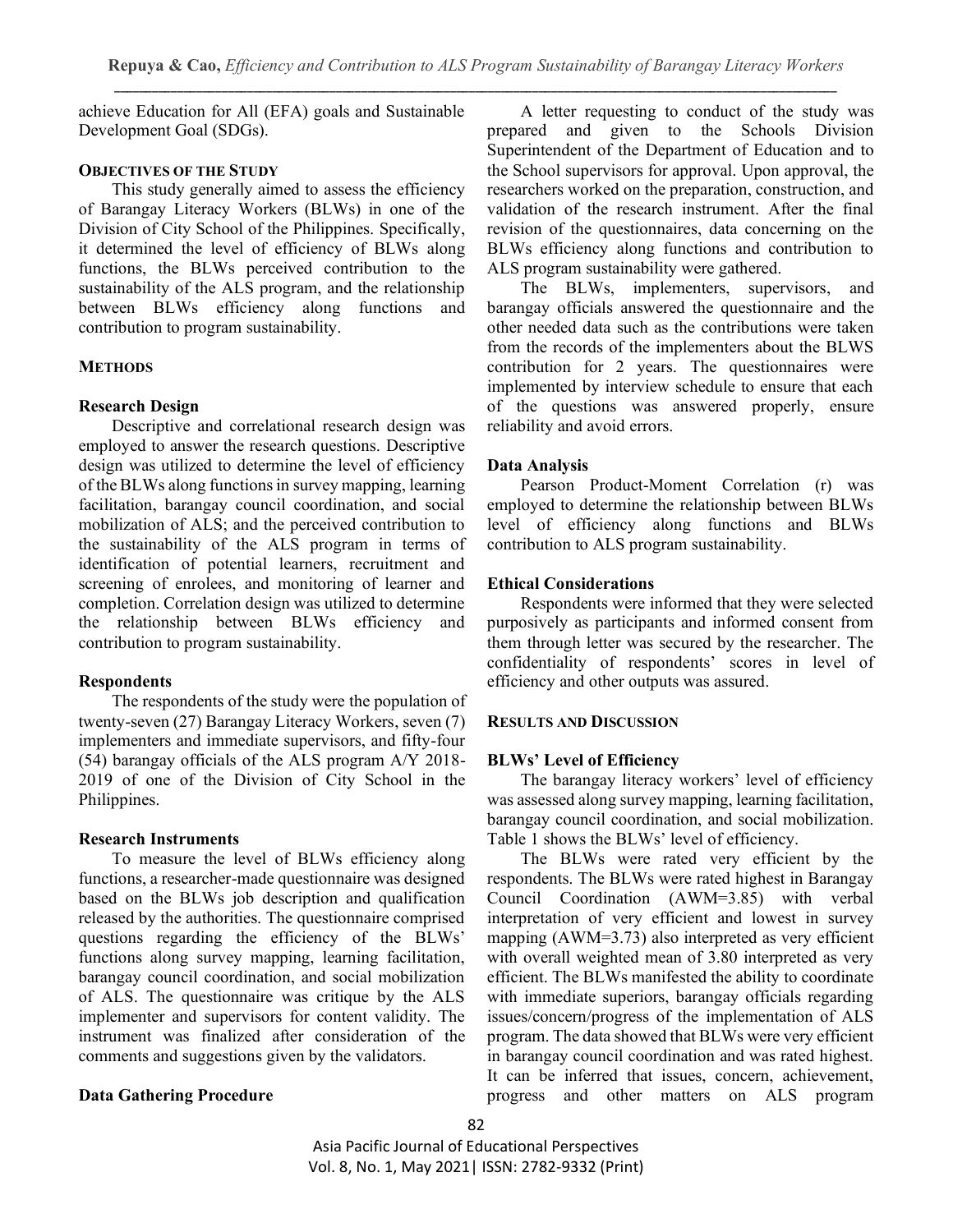achieve Education for All (EFA) goals and Sustainable Development Goal (SDGs).

## OBJECTIVES OF THE STUDY

This study generally aimed to assess the efficiency of Barangay Literacy Workers (BLWs) in one of the Division of City School of the Philippines. Specifically, it determined the level of efficiency of BLWs along functions, the BLWs perceived contribution to the sustainability of the ALS program, and the relationship between BLWs efficiency along functions and contribution to program sustainability.

## METHODS

### Research Design

Descriptive and correlational research design was employed to answer the research questions. Descriptive design was utilized to determine the level of efficiency of the BLWs along functions in survey mapping, learning facilitation, barangay council coordination, and social mobilization of ALS; and the perceived contribution to the sustainability of the ALS program in terms of identification of potential learners, recruitment and screening of enrolees, and monitoring of learner and completion. Correlation design was utilized to determine the relationship between BLWs efficiency and contribution to program sustainability.

### Respondents

The respondents of the study were the population of twenty-seven (27) Barangay Literacy Workers, seven (7) implementers and immediate supervisors, and fifty-four (54) barangay officials of the ALS program A/Y 2018-2019 of one of the Division of City School in the Philippines.

### Research Instruments

To measure the level of BLWs efficiency along functions, a researcher-made questionnaire was designed based on the BLWs job description and qualification released by the authorities. The questionnaire comprised questions regarding the efficiency of the BLWs' functions along survey mapping, learning facilitation, barangay council coordination, and social mobilization of ALS. The questionnaire was critique by the ALS implementer and supervisors for content validity. The instrument was finalized after consideration of the comments and suggestions given by the validators.

### Data Gathering Procedure

A letter requesting to conduct of the study was prepared and given to the Schools Division Superintendent of the Department of Education and to the School supervisors for approval. Upon approval, the researchers worked on the preparation, construction, and validation of the research instrument. After the final revision of the questionnaires, data concerning on the BLWs efficiency along functions and contribution to ALS program sustainability were gathered.

The BLWs, implementers, supervisors, and barangay officials answered the questionnaire and the other needed data such as the contributions were taken from the records of the implementers about the BLWS contribution for 2 years. The questionnaires were implemented by interview schedule to ensure that each of the questions was answered properly, ensure reliability and avoid errors.

### Data Analysis

Pearson Product-Moment Correlation (r) was employed to determine the relationship between BLWs level of efficiency along functions and BLWs contribution to ALS program sustainability.

### Ethical Considerations

Respondents were informed that they were selected purposively as participants and informed consent from them through letter was secured by the researcher. The confidentiality of respondents' scores in level of efficiency and other outputs was assured.

## RESULTS AND DISCUSSION

### BLWs' Level of Efficiency

The barangay literacy workers' level of efficiency was assessed along survey mapping, learning facilitation, barangay council coordination, and social mobilization. Table 1 shows the BLWs' level of efficiency.

The BLWs were rated very efficient by the respondents. The BLWs were rated highest in Barangay Council Coordination (AWM=3.85) with verbal interpretation of very efficient and lowest in survey mapping (AWM=3.73) also interpreted as very efficient with overall weighted mean of 3.80 interpreted as very efficient. The BLWs manifested the ability to coordinate with immediate superiors, barangay officials regarding issues/concern/progress of the implementation of ALS program. The data showed that BLWs were very efficient in barangay council coordination and was rated highest. It can be inferred that issues, concern, achievement, progress and other matters on ALS program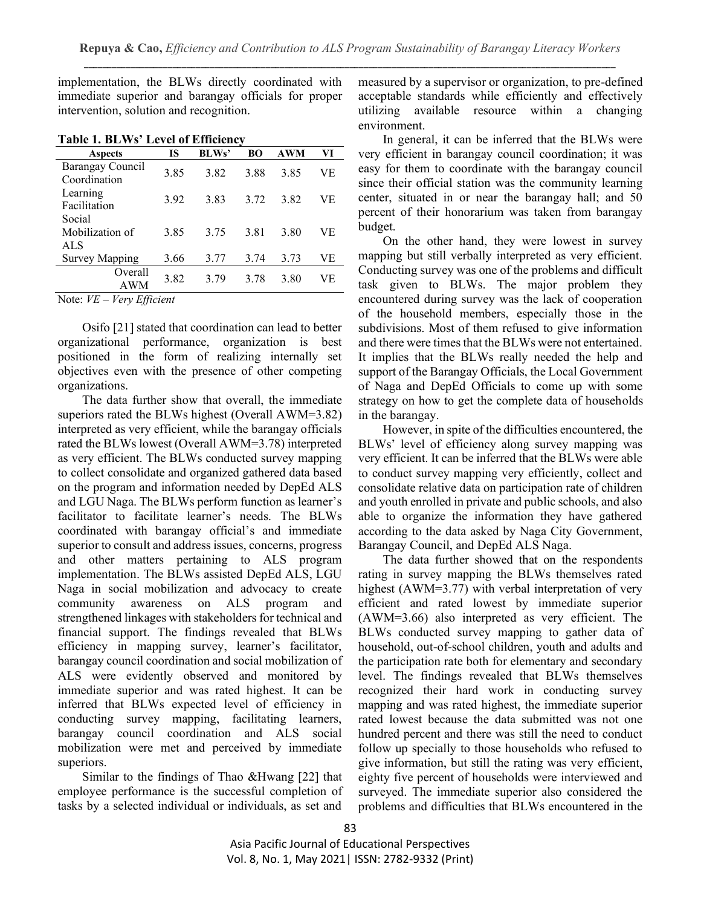implementation, the BLWs directly coordinated with immediate superior and barangay officials for proper intervention, solution and recognition.

**Table 1. BLWs' Level of Efficiency**

| Aspects | IS | BLWs' | BO | AWM | VI |
|---|---|---|---|---|---|
| Barangay Council Coordination | 3.85 | 3.82 | 3.88 | 3.85 | VE |
| Learning Facilitation | 3.92 | 3.83 | 3.72 | 3.82 | VE |
| Social Mobilization of ALS | 3.85 | 3.75 | 3.81 | 3.80 | VE |
| Survey Mapping | 3.66 | 3.77 | 3.74 | 3.73 | VE |
| Overall AWM | 3.82 | 3.79 | 3.78 | 3.80 | VE |

Note: *VE – Very Efficient*

Osifo [21] stated that coordination can lead to better organizational performance, organization is best positioned in the form of realizing internally set objectives even with the presence of other competing organizations.

The data further show that overall, the immediate superiors rated the BLWs highest (Overall AWM=3.82) interpreted as very efficient, while the barangay officials rated the BLWs lowest (Overall AWM=3.78) interpreted as very efficient. The BLWs conducted survey mapping to collect consolidate and organized gathered data based on the program and information needed by DepEd ALS and LGU Naga. The BLWs perform function as learner's facilitator to facilitate learner's needs. The BLWs coordinated with barangay official's and immediate superior to consult and address issues, concerns, progress and other matters pertaining to ALS program implementation. The BLWs assisted DepEd ALS, LGU Naga in social mobilization and advocacy to create community awareness on ALS program and strengthened linkages with stakeholders for technical and financial support. The findings revealed that BLWs efficiency in mapping survey, learner's facilitator, barangay council coordination and social mobilization of ALS were evidently observed and monitored by immediate superior and was rated highest. It can be inferred that BLWs expected level of efficiency in conducting survey mapping, facilitating learners, barangay council coordination and ALS social mobilization were met and perceived by immediate superiors.

Similar to the findings of Thao &Hwang [22] that employee performance is the successful completion of tasks by a selected individual or individuals, as set and measured by a supervisor or organization, to pre-defined acceptable standards while efficiently and effectively utilizing available resource within a changing environment.

In general, it can be inferred that the BLWs were very efficient in barangay council coordination; it was easy for them to coordinate with the barangay council since their official station was the community learning center, situated in or near the barangay hall; and 50 percent of their honorarium was taken from barangay budget.

On the other hand, they were lowest in survey mapping but still verbally interpreted as very efficient. Conducting survey was one of the problems and difficult task given to BLWs. The major problem they encountered during survey was the lack of cooperation of the household members, especially those in the subdivisions. Most of them refused to give information and there were times that the BLWs were not entertained. It implies that the BLWs really needed the help and support of the Barangay Officials, the Local Government of Naga and DepEd Officials to come up with some strategy on how to get the complete data of households in the barangay.

However, in spite of the difficulties encountered, the BLWs' level of efficiency along survey mapping was very efficient. It can be inferred that the BLWs were able to conduct survey mapping very efficiently, collect and consolidate relative data on participation rate of children and youth enrolled in private and public schools, and also able to organize the information they have gathered according to the data asked by Naga City Government, Barangay Council, and DepEd ALS Naga.

The data further showed that on the respondents rating in survey mapping the BLWs themselves rated highest (AWM=3.77) with verbal interpretation of very efficient and rated lowest by immediate superior (AWM=3.66) also interpreted as very efficient. The BLWs conducted survey mapping to gather data of household, out-of-school children, youth and adults and the participation rate both for elementary and secondary level. The findings revealed that BLWs themselves recognized their hard work in conducting survey mapping and was rated highest, the immediate superior rated lowest because the data submitted was not one hundred percent and there was still the need to conduct follow up specially to those households who refused to give information, but still the rating was very efficient, eighty five percent of households were interviewed and surveyed. The immediate superior also considered the problems and difficulties that BLWs encountered in the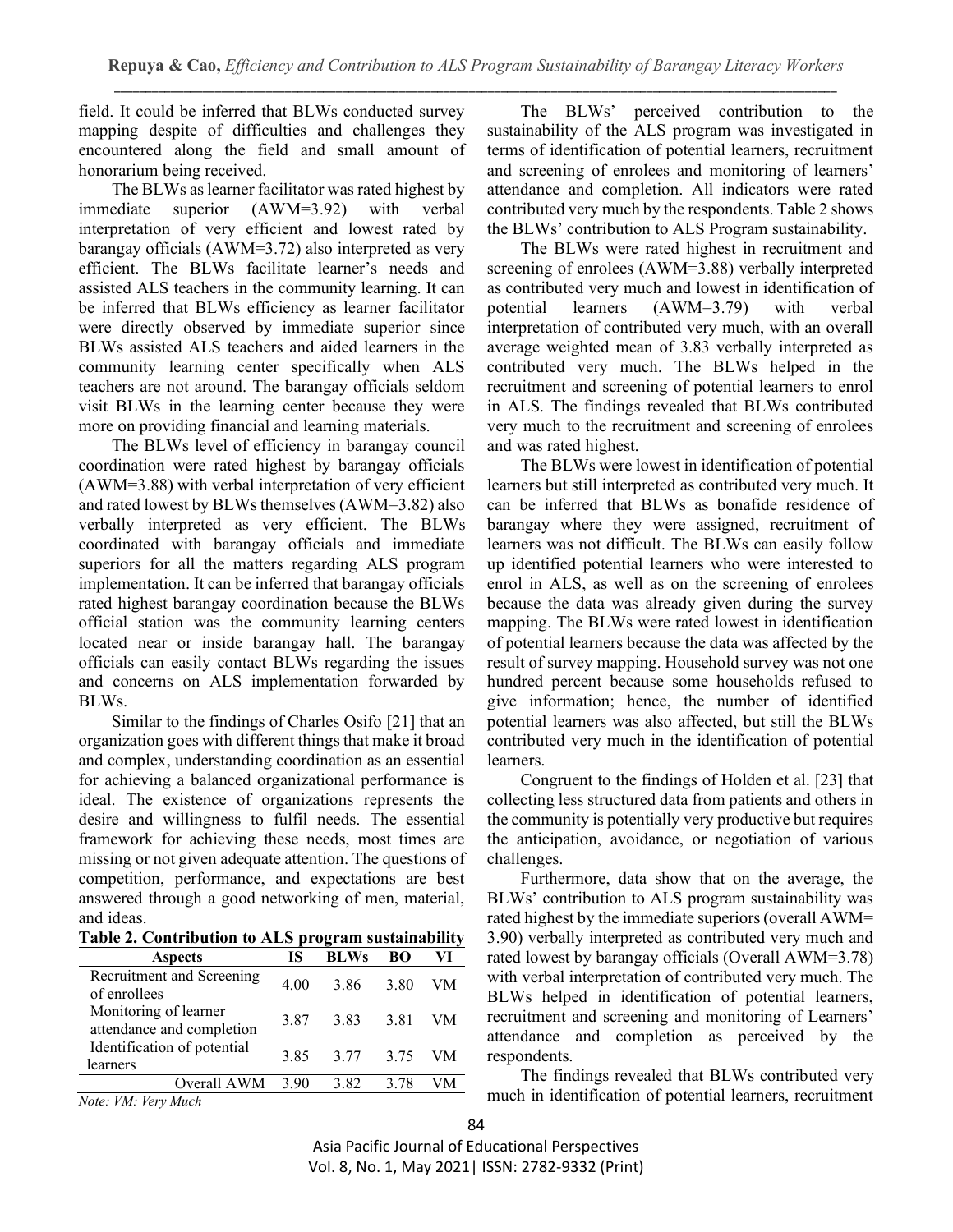field. It could be inferred that BLWs conducted survey mapping despite of difficulties and challenges they encountered along the field and small amount of honorarium being received.

The BLWs as learner facilitator was rated highest by immediate superior (AWM=3.92) with verbal interpretation of very efficient and lowest rated by barangay officials (AWM=3.72) also interpreted as very efficient. The BLWs facilitate learner's needs and assisted ALS teachers in the community learning. It can be inferred that BLWs efficiency as learner facilitator were directly observed by immediate superior since BLWs assisted ALS teachers and aided learners in the community learning center specifically when ALS teachers are not around. The barangay officials seldom visit BLWs in the learning center because they were more on providing financial and learning materials.

The BLWs level of efficiency in barangay council coordination were rated highest by barangay officials (AWM=3.88) with verbal interpretation of very efficient and rated lowest by BLWs themselves (AWM=3.82) also verbally interpreted as very efficient. The BLWs coordinated with barangay officials and immediate superiors for all the matters regarding ALS program implementation. It can be inferred that barangay officials rated highest barangay coordination because the BLWs official station was the community learning centers located near or inside barangay hall. The barangay officials can easily contact BLWs regarding the issues and concerns on ALS implementation forwarded by BLWs.

Similar to the findings of Charles Osifo [21] that an organization goes with different things that make it broad and complex, understanding coordination as an essential for achieving a balanced organizational performance is ideal. The existence of organizations represents the desire and willingness to fulfil needs. The essential framework for achieving these needs, most times are missing or not given adequate attention. The questions of competition, performance, and expectations are best answered through a good networking of men, material, and ideas.

**Table 2. Contribution to ALS program sustainability**

| Aspects | IS | BLWs | BO | VI |
|---|---|---|---|---|
| Recruitment and Screening of enrollees | 4.00 | 3.86 | 3.80 | VM |
| Monitoring of learner attendance and completion | 3.87 | 3.83 | 3.81 | VM |
| Identification of potential learners | 3.85 | 3.77 | 3.75 | VM |
| Overall AWM | 3.90 | 3.82 | 3.78 | VM |

*Note: VM: Very Much*

The BLWs' perceived contribution to the sustainability of the ALS program was investigated in terms of identification of potential learners, recruitment and screening of enrolees and monitoring of learners' attendance and completion. All indicators were rated contributed very much by the respondents. Table 2 shows the BLWs' contribution to ALS Program sustainability.

The BLWs were rated highest in recruitment and screening of enrolees (AWM=3.88) verbally interpreted as contributed very much and lowest in identification of potential learners (AWM=3.79) with verbal interpretation of contributed very much, with an overall average weighted mean of 3.83 verbally interpreted as contributed very much. The BLWs helped in the recruitment and screening of potential learners to enrol in ALS. The findings revealed that BLWs contributed very much to the recruitment and screening of enrolees and was rated highest.

The BLWs were lowest in identification of potential learners but still interpreted as contributed very much. It can be inferred that BLWs as bonafide residence of barangay where they were assigned, recruitment of learners was not difficult. The BLWs can easily follow up identified potential learners who were interested to enrol in ALS, as well as on the screening of enrolees because the data was already given during the survey mapping. The BLWs were rated lowest in identification of potential learners because the data was affected by the result of survey mapping. Household survey was not one hundred percent because some households refused to give information; hence, the number of identified potential learners was also affected, but still the BLWs contributed very much in the identification of potential learners.

Congruent to the findings of Holden et al. [23] that collecting less structured data from patients and others in the community is potentially very productive but requires the anticipation, avoidance, or negotiation of various challenges.

Furthermore, data show that on the average, the BLWs' contribution to ALS program sustainability was rated highest by the immediate superiors (overall AWM= 3.90) verbally interpreted as contributed very much and rated lowest by barangay officials (Overall AWM=3.78) with verbal interpretation of contributed very much. The BLWs helped in identification of potential learners, recruitment and screening and monitoring of Learners' attendance and completion as perceived by the respondents.

The findings revealed that BLWs contributed very much in identification of potential learners, recruitment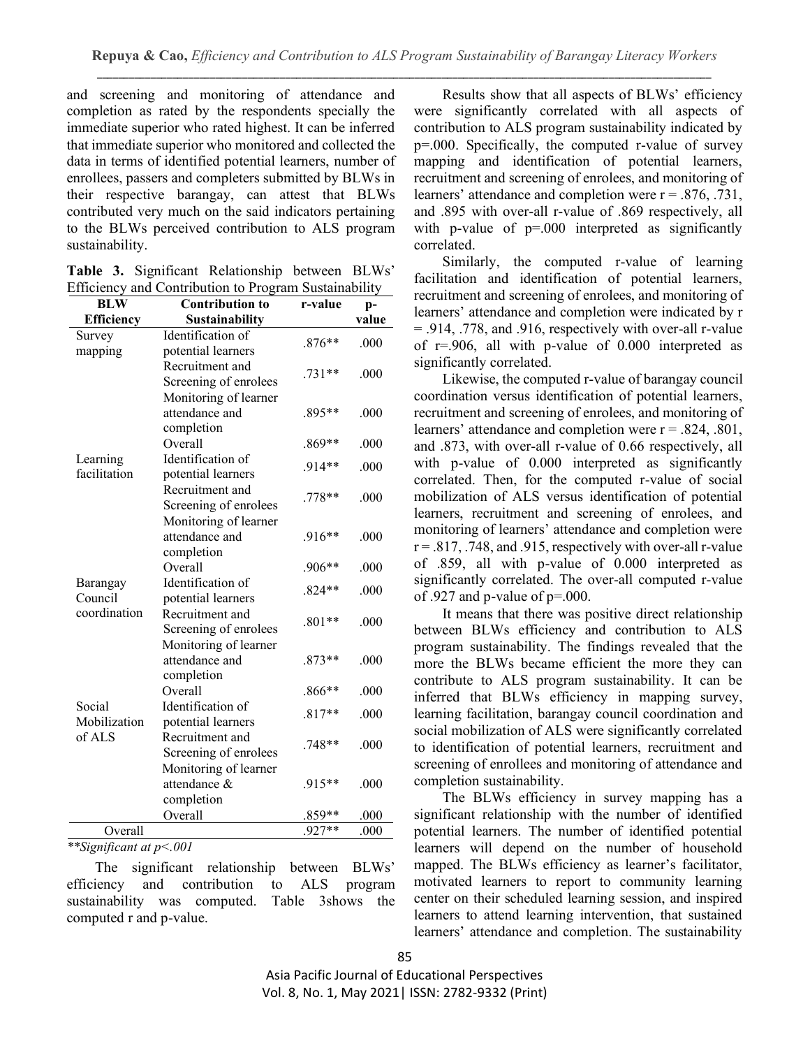and screening and monitoring of attendance and completion as rated by the respondents specially the immediate superior who rated highest. It can be inferred that immediate superior who monitored and collected the data in terms of identified potential learners, number of enrollees, passers and completers submitted by BLWs in their respective barangay, can attest that BLWs contributed very much on the said indicators pertaining to the BLWs perceived contribution to ALS program sustainability.

**Table 3.** Significant Relationship between BLWs' Efficiency and Contribution to Program Sustainability

| BLW Efficiency | Contribution to Sustainability | r-value | p-value |
|---|---|---|---|
| Survey mapping | Identification of potential learners | .876** | .000 |
| | Recruitment and Screening of enrolees | .731** | .000 |
| | Monitoring of learner attendance and completion | .895** | .000 |
| | Overall | .869** | .000 |
| Learning facilitation | Identification of potential learners | .914** | .000 |
| | Recruitment and Screening of enrolees | .778** | .000 |
| | Monitoring of learner attendance and completion | .916** | .000 |
| | Overall | .906** | .000 |
| Barangay Council coordination | Identification of potential learners | .824** | .000 |
| | Recruitment and Screening of enrolees | .801** | .000 |
| | Monitoring of learner attendance and completion | .873** | .000 |
| | Overall | .866** | .000 |
| Social Mobilization of ALS | Identification of potential learners | .817** | .000 |
| | Recruitment and Screening of enrolees | .748** | .000 |
| | Monitoring of learner attendance & completion | .915** | .000 |
| | Overall | .859** | .000 |
| Overall | | .927** | .000 |

*\*\*Significant at p<.001*

The significant relationship between BLWs' efficiency and contribution to ALS program sustainability was computed. Table 3shows the computed r and p-value.

Results show that all aspects of BLWs' efficiency were significantly correlated with all aspects of contribution to ALS program sustainability indicated by p=.000. Specifically, the computed r-value of survey mapping and identification of potential learners, recruitment and screening of enrolees, and monitoring of learners' attendance and completion were r = .876, .731, and .895 with over-all r-value of .869 respectively, all with p-value of p=.000 interpreted as significantly correlated.

Similarly, the computed r-value of learning facilitation and identification of potential learners, recruitment and screening of enrolees, and monitoring of learners' attendance and completion were indicated by r = .914, .778, and .916, respectively with over-all r-value of r=.906, all with p-value of 0.000 interpreted as significantly correlated.

Likewise, the computed r-value of barangay council coordination versus identification of potential learners, recruitment and screening of enrolees, and monitoring of learners' attendance and completion were r = .824, .801, and .873, with over-all r-value of 0.66 respectively, all with p-value of 0.000 interpreted as significantly correlated. Then, for the computed r-value of social mobilization of ALS versus identification of potential learners, recruitment and screening of enrolees, and monitoring of learners' attendance and completion were r = .817, .748, and .915, respectively with over-all r-value of .859, all with p-value of 0.000 interpreted as significantly correlated. The over-all computed r-value of .927 and p-value of p=.000.

It means that there was positive direct relationship between BLWs efficiency and contribution to ALS program sustainability. The findings revealed that the more the BLWs became efficient the more they can contribute to ALS program sustainability. It can be inferred that BLWs efficiency in mapping survey, learning facilitation, barangay council coordination and social mobilization of ALS were significantly correlated to identification of potential learners, recruitment and screening of enrollees and monitoring of attendance and completion sustainability.

The BLWs efficiency in survey mapping has a significant relationship with the number of identified potential learners. The number of identified potential learners will depend on the number of household mapped. The BLWs efficiency as learner's facilitator, motivated learners to report to community learning center on their scheduled learning session, and inspired learners to attend learning intervention, that sustained learners' attendance and completion. The sustainability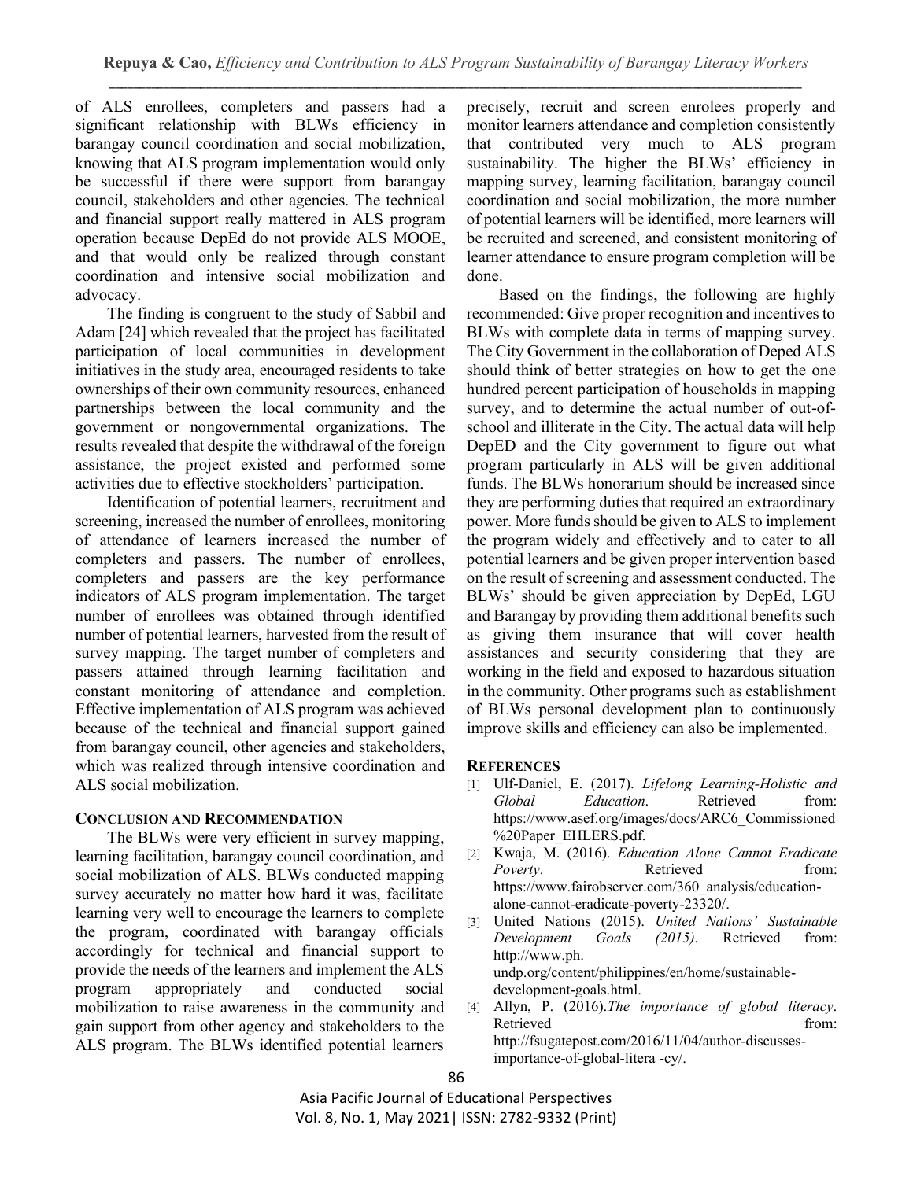of ALS enrollees, completers and passers had a significant relationship with BLWs efficiency in barangay council coordination and social mobilization, knowing that ALS program implementation would only be successful if there were support from barangay council, stakeholders and other agencies. The technical and financial support really mattered in ALS program operation because DepEd do not provide ALS MOOE, and that would only be realized through constant coordination and intensive social mobilization and advocacy.

The finding is congruent to the study of Sabbil and Adam [24] which revealed that the project has facilitated participation of local communities in development initiatives in the study area, encouraged residents to take ownerships of their own community resources, enhanced partnerships between the local community and the government or nongovernmental organizations. The results revealed that despite the withdrawal of the foreign assistance, the project existed and performed some activities due to effective stockholders' participation.

Identification of potential learners, recruitment and screening, increased the number of enrollees, monitoring of attendance of learners increased the number of completers and passers. The number of enrollees, completers and passers are the key performance indicators of ALS program implementation. The target number of enrollees was obtained through identified number of potential learners, harvested from the result of survey mapping. The target number of completers and passers attained through learning facilitation and constant monitoring of attendance and completion. Effective implementation of ALS program was achieved because of the technical and financial support gained from barangay council, other agencies and stakeholders, which was realized through intensive coordination and ALS social mobilization.

## CONCLUSION AND RECOMMENDATION

The BLWs were very efficient in survey mapping, learning facilitation, barangay council coordination, and social mobilization of ALS. BLWs conducted mapping survey accurately no matter how hard it was, facilitate learning very well to encourage the learners to complete the program, coordinated with barangay officials accordingly for technical and financial support to provide the needs of the learners and implement the ALS program appropriately and conducted social mobilization to raise awareness in the community and gain support from other agency and stakeholders to the ALS program. The BLWs identified potential learners precisely, recruit and screen enrolees properly and monitor learners attendance and completion consistently that contributed very much to ALS program sustainability. The higher the BLWs' efficiency in mapping survey, learning facilitation, barangay council coordination and social mobilization, the more number of potential learners will be identified, more learners will be recruited and screened, and consistent monitoring of learner attendance to ensure program completion will be done.

Based on the findings, the following are highly recommended: Give proper recognition and incentives to BLWs with complete data in terms of mapping survey. The City Government in the collaboration of Deped ALS should think of better strategies on how to get the one hundred percent participation of households in mapping survey, and to determine the actual number of out-of-school and illiterate in the City. The actual data will help DepED and the City government to figure out what program particularly in ALS will be given additional funds. The BLWs honorarium should be increased since they are performing duties that required an extraordinary power. More funds should be given to ALS to implement the program widely and effectively and to cater to all potential learners and be given proper intervention based on the result of screening and assessment conducted. The BLWs' should be given appreciation by DepEd, LGU and Barangay by providing them additional benefits such as giving them insurance that will cover health assistances and security considering that they are working in the field and exposed to hazardous situation in the community. Other programs such as establishment of BLWs personal development plan to continuously improve skills and efficiency can also be implemented.

## REFERENCES

[1] Ulf-Daniel, E. (2017). *Lifelong Learning-Holistic and Global Education*. Retrieved from: https://www.asef.org/images/docs/ARC6_Commissioned%20Paper_EHLERS.pdf.

[2] Kwaja, M. (2016). *Education Alone Cannot Eradicate Poverty*. Retrieved from: https://www.fairobserver.com/360_analysis/education-alone-cannot-eradicate-poverty-23320/.

[3] United Nations (2015). *United Nations' Sustainable Development Goals (2015)*. Retrieved from: http://www.ph.undp.org/content/philippines/en/home/sustainable-development-goals.html.

[4] Allyn, P. (2016).*The importance of global literacy*. Retrieved from: http://fsugatepost.com/2016/11/04/author-discusses-importance-of-global-litera -cy/.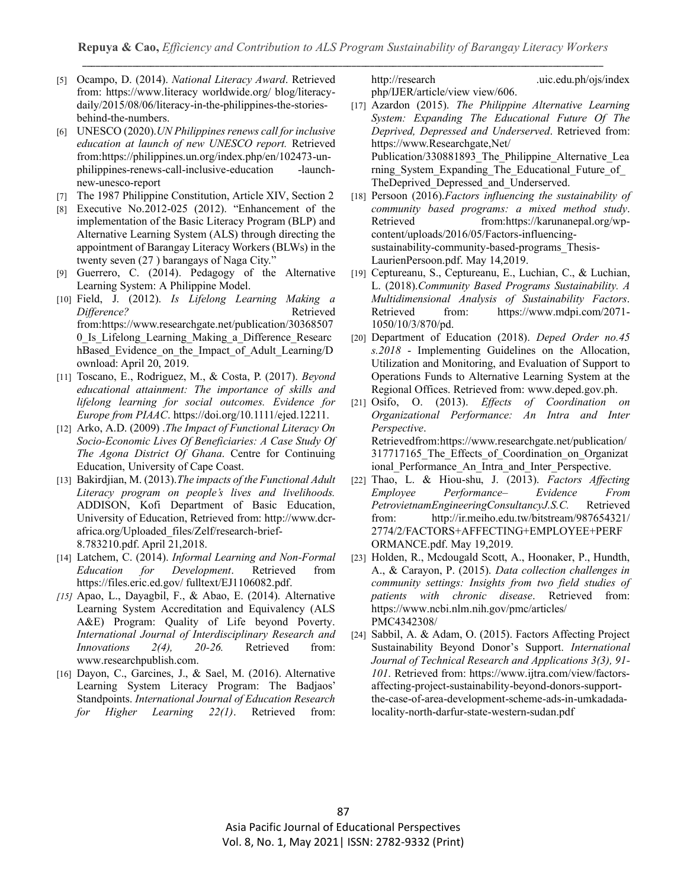[5] Ocampo, D. (2014). *National Literacy Award*. Retrieved from: https://www.literacy worldwide.org/ blog/literacy-daily/2015/08/06/literacy-in-the-philippines-the-stories-behind-the-numbers.

[6] UNESCO (2020).*UN Philippines renews call for inclusive education at launch of new UNESCO report.* Retrieved from:https://philippines.un.org/index.php/en/102473-un-philippines-renews-call-inclusive-education -launch-new-unesco-report

[7] The 1987 Philippine Constitution, Article XIV, Section 2

[8] Executive No.2012-025 (2012). "Enhancement of the implementation of the Basic Literacy Program (BLP) and Alternative Learning System (ALS) through directing the appointment of Barangay Literacy Workers (BLWs) in the twenty seven (27 ) barangays of Naga City."

[9] Guerrero, C. (2014). Pedagogy of the Alternative Learning System: A Philippine Model.

[10] Field, J. (2012). *Is Lifelong Learning Making a Difference?* Retrieved from:https://www.researchgate.net/publication/303685070_Is_Lifelong_Learning_Making_a_Difference_ResearchBased_Evidence_on_the_Impact_of_Adult_Learning/Download: April 20, 2019.

[11] Toscano, E., Rodriguez, M., & Costa, P. (2017). *Beyond educational attainment: The importance of skills and lifelong learning for social outcomes. Evidence for Europe from PIAAC*. https://doi.org/10.1111/ejed.12211.

[12] Arko, A.D. (2009) .*The Impact of Functional Literacy On Socio-Economic Lives Of Beneficiaries: A Case Study Of The Agona District Of Ghana*. Centre for Continuing Education, University of Cape Coast.

[13] Bakirdjian, M. (2013).*The impacts of the Functional Adult Literacy program on people's lives and livelihoods.* ADDISON, Kofi Department of Basic Education, University of Education, Retrieved from: http://www.dcr-africa.org/Uploaded_files/Zelf/research-brief-8.783210.pdf. April 21,2018.

[14] Latchem, C. (2014). *Informal Learning and Non-Formal Education for Development*. Retrieved from https://files.eric.ed.gov/ fulltext/EJ1106082.pdf.

[15] Apao, L., Dayagbil, F., & Abao, E. (2014). Alternative Learning System Accreditation and Equivalency (ALS A&E) Program: Quality of Life beyond Poverty. *International Journal of Interdisciplinary Research and Innovations 2(4), 20-26.* Retrieved from: www.researchpublish.com.

[16] Dayon, C., Garcines, J., & Sael, M. (2016). Alternative Learning System Literacy Program: The Badjaos' Standpoints. *International Journal of Education Research for Higher Learning 22(1)*. Retrieved from: http://research .uic.edu.ph/ojs/index php/IJER/article/view view/606.

[17] Azardon (2015). *The Philippine Alternative Learning System: Expanding The Educational Future Of The Deprived, Depressed and Underserved*. Retrieved from: https://www.Researchgate,Net/ Publication/330881893_The_Philippine_Alternative_Learning_System_Expanding_The_Educational_Future_of_TheDeprived_Depressed_and_Underserved.

[18] Persoon (2016).*Factors influencing the sustainability of community based programs: a mixed method study*. Retrieved from:https://karunanepal.org/wp-content/uploads/2016/05/Factors-influencing-sustainability-community-based-programs_Thesis-LaurienPersoon.pdf. May 14,2019.

[19] Ceptureanu, S., Ceptureanu, E., Luchian, C., & Luchian, L. (2018).*Community Based Programs Sustainability. A Multidimensional Analysis of Sustainability Factors*. Retrieved from: https://www.mdpi.com/2071-1050/10/3/870/pd.

[20] Department of Education (2018). *Deped Order no.45 s.2018* - Implementing Guidelines on the Allocation, Utilization and Monitoring, and Evaluation of Support to Operations Funds to Alternative Learning System at the Regional Offices. Retrieved from: www.deped.gov.ph.

[21] Osifo, O. (2013). *Effects of Coordination on Organizational Performance: An Intra and Inter Perspective*. Retrievedfrom:https://www.researchgate.net/publication/317717165_The_Effects_of_Coordination_on_Organizational_Performance_An_Intra_and_Inter_Perspective.

[22] Thao, L. & Hiou-shu, J. (2013). *Factors Affecting Employee Performance– Evidence From PetrovietnamEngineeringConsultancyJ.S.C.* Retrieved from: http://ir.meiho.edu.tw/bitstream/987654321/2774/2/FACTORS+AFFECTING+EMPLOYEE+PERFORMANCE.pdf. May 19,2019.

[23] Holden, R., Mcdougald Scott, A., Hoonaker, P., Hundth, A., & Carayon, P. (2015). *Data collection challenges in community settings: Insights from two field studies of patients with chronic disease*. Retrieved from: https://www.ncbi.nlm.nih.gov/pmc/articles/ PMC4342308/

[24] Sabbil, A. & Adam, O. (2015). Factors Affecting Project Sustainability Beyond Donor's Support. *International Journal of Technical Research and Applications 3(3), 91-101.* Retrieved from: https://www.ijtra.com/view/factors-affecting-project-sustainability-beyond-donors-support-the-case-of-area-development-scheme-ads-in-umkadada-locality-north-darfur-state-western-sudan.pdf